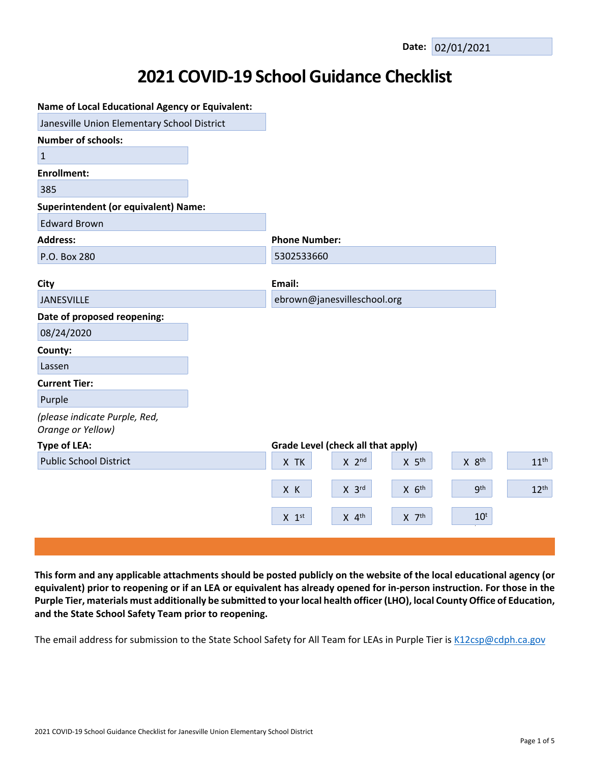**Date:** 02/01/2021

# 2021 COVID-19 School Guidance Checklist

**Name of Local Educational Agency or Equivalent:**
Janesville Union Elementary School District

**Number of schools:**
1

**Enrollment:**
385

**Superintendent (or equivalent) Name:**
Edward Brown

**Address:**
P.O. Box 280

**Phone Number:**
5302533660

**City**
JANESVILLE

**Email:**
ebrown@janesvilleschool.org

**Date of proposed reopening:**
08/24/2020

**County:**
Lassen

**Current Tier:**
Purple

*(please indicate Purple, Red, Orange or Yellow)*

**Type of LEA:**
Public School District

**Grade Level (check all that apply)**

| | | | | |
|---|---|---|---|---|
| X TK | X 2nd | X 5th | X 8th | 11th |
| X K | X 3rd | X 6th | 9th | 12th |
| X 1st | X 4th | X 7th | 10t | |

**This form and any applicable attachments should be posted publicly on the website of the local educational agency (or equivalent) prior to reopening or if an LEA or equivalent has already opened for in-person instruction. For those in the Purple Tier, materials must additionally be submitted to your local health officer (LHO), local County Office of Education, and the State School Safety Team prior to reopening.**

The email address for submission to the State School Safety for All Team for LEAs in Purple Tier is K12csp@cdph.ca.gov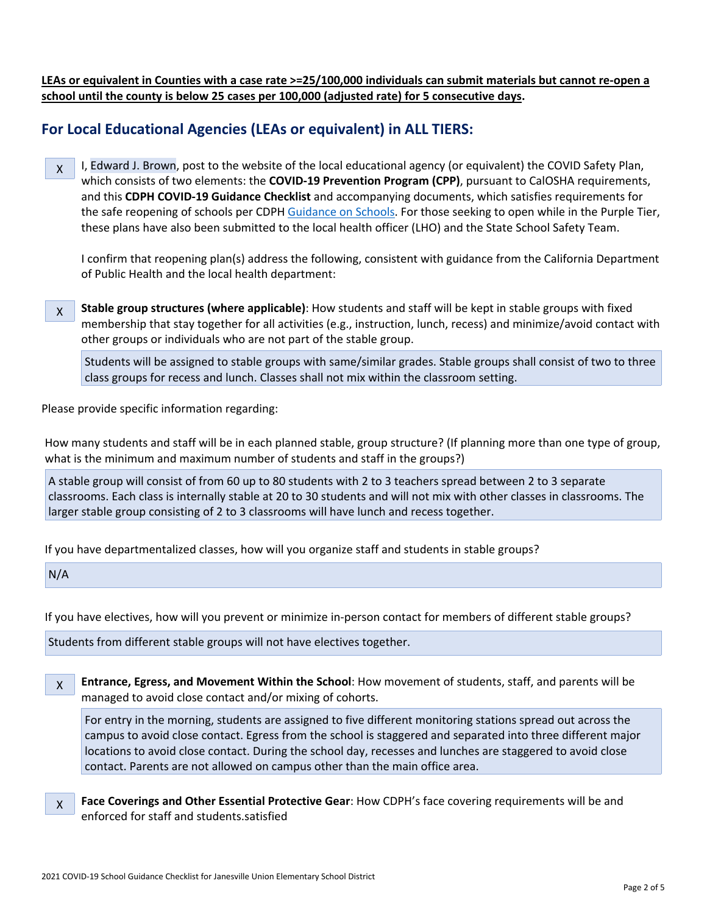**LEAs or equivalent in Counties with a case rate >=25/100,000 individuals can submit materials but cannot re-open a school until the county is below 25 cases per 100,000 (adjusted rate) for 5 consecutive days.**

## For Local Educational Agencies (LEAs or equivalent) in ALL TIERS:

X I, Edward J. Brown, post to the website of the local educational agency (or equivalent) the COVID Safety Plan, which consists of two elements: the **COVID-19 Prevention Program (CPP)**, pursuant to CalOSHA requirements, and this **CDPH COVID-19 Guidance Checklist** and accompanying documents, which satisfies requirements for the safe reopening of schools per CDPH Guidance on Schools. For those seeking to open while in the Purple Tier, these plans have also been submitted to the local health officer (LHO) and the State School Safety Team.

I confirm that reopening plan(s) address the following, consistent with guidance from the California Department of Public Health and the local health department:

X **Stable group structures (where applicable)**: How students and staff will be kept in stable groups with fixed membership that stay together for all activities (e.g., instruction, lunch, recess) and minimize/avoid contact with other groups or individuals who are not part of the stable group.

Students will be assigned to stable groups with same/similar grades. Stable groups shall consist of two to three class groups for recess and lunch. Classes shall not mix within the classroom setting.

Please provide specific information regarding:

How many students and staff will be in each planned stable, group structure? (If planning more than one type of group, what is the minimum and maximum number of students and staff in the groups?)

A stable group will consist of from 60 up to 80 students with 2 to 3 teachers spread between 2 to 3 separate classrooms. Each class is internally stable at 20 to 30 students and will not mix with other classes in classrooms. The larger stable group consisting of 2 to 3 classrooms will have lunch and recess together.

If you have departmentalized classes, how will you organize staff and students in stable groups?

N/A

If you have electives, how will you prevent or minimize in-person contact for members of different stable groups?

Students from different stable groups will not have electives together.

X **Entrance, Egress, and Movement Within the School**: How movement of students, staff, and parents will be managed to avoid close contact and/or mixing of cohorts.

For entry in the morning, students are assigned to five different monitoring stations spread out across the campus to avoid close contact. Egress from the school is staggered and separated into three different major locations to avoid close contact. During the school day, recesses and lunches are staggered to avoid close contact. Parents are not allowed on campus other than the main office area.

X **Face Coverings and Other Essential Protective Gear**: How CDPH's face covering requirements will be and enforced for staff and students.satisfied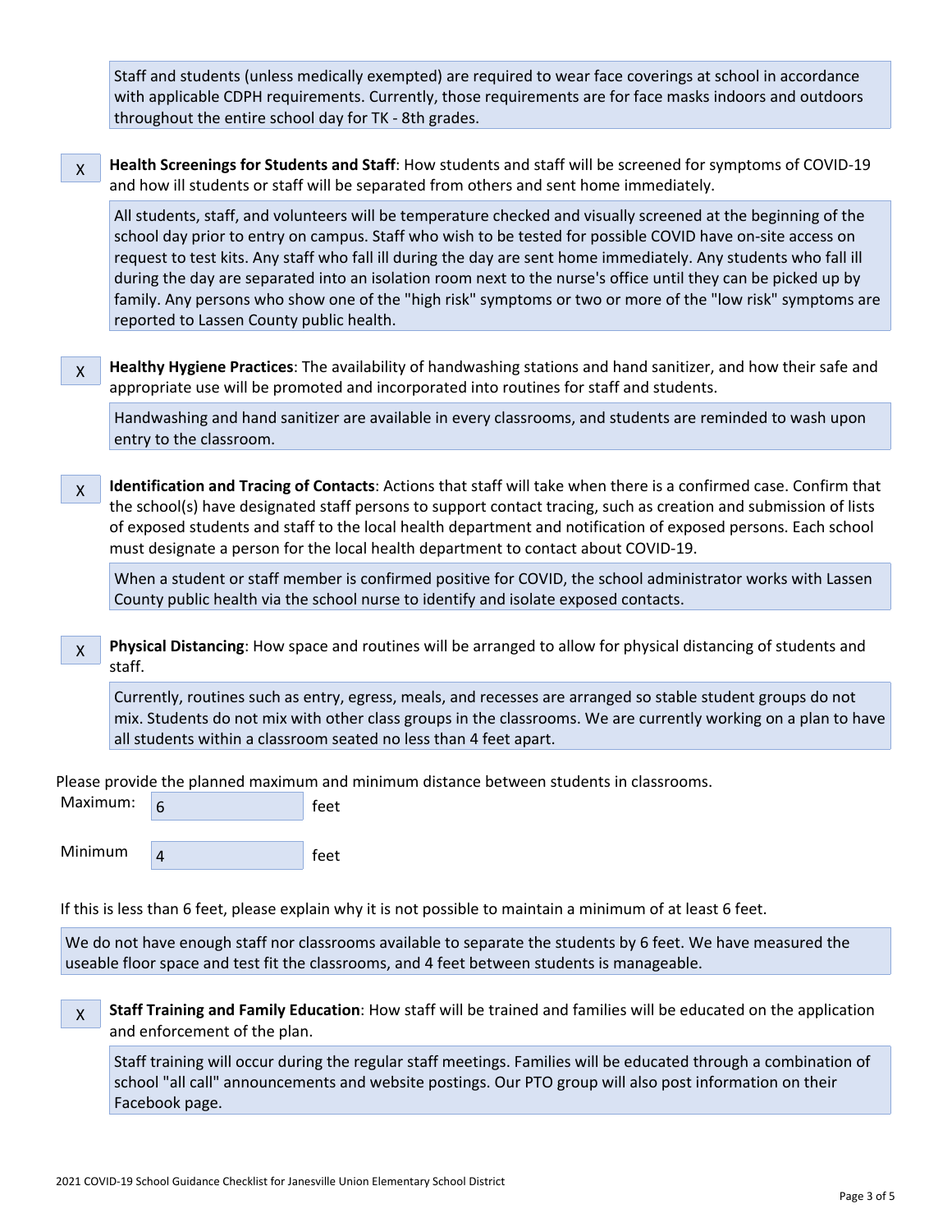Staff and students (unless medically exempted) are required to wear face coverings at school in accordance with applicable CDPH requirements. Currently, those requirements are for face masks indoors and outdoors throughout the entire school day for TK - 8th grades.

X **Health Screenings for Students and Staff**: How students and staff will be screened for symptoms of COVID-19 and how ill students or staff will be separated from others and sent home immediately.

All students, staff, and volunteers will be temperature checked and visually screened at the beginning of the school day prior to entry on campus. Staff who wish to be tested for possible COVID have on-site access on request to test kits. Any staff who fall ill during the day are sent home immediately. Any students who fall ill during the day are separated into an isolation room next to the nurse's office until they can be picked up by family. Any persons who show one of the "high risk" symptoms or two or more of the "low risk" symptoms are reported to Lassen County public health.

X **Healthy Hygiene Practices**: The availability of handwashing stations and hand sanitizer, and how their safe and appropriate use will be promoted and incorporated into routines for staff and students.

Handwashing and hand sanitizer are available in every classrooms, and students are reminded to wash upon entry to the classroom.

X **Identification and Tracing of Contacts**: Actions that staff will take when there is a confirmed case. Confirm that the school(s) have designated staff persons to support contact tracing, such as creation and submission of lists of exposed students and staff to the local health department and notification of exposed persons. Each school must designate a person for the local health department to contact about COVID-19.

When a student or staff member is confirmed positive for COVID, the school administrator works with Lassen County public health via the school nurse to identify and isolate exposed contacts.

X **Physical Distancing**: How space and routines will be arranged to allow for physical distancing of students and staff.

Currently, routines such as entry, egress, meals, and recesses are arranged so stable student groups do not mix. Students do not mix with other class groups in the classrooms. We are currently working on a plan to have all students within a classroom seated no less than 4 feet apart.

Please provide the planned maximum and minimum distance between students in classrooms.

Maximum: 6 feet

Minimum 4 feet

If this is less than 6 feet, please explain why it is not possible to maintain a minimum of at least 6 feet.

We do not have enough staff nor classrooms available to separate the students by 6 feet. We have measured the useable floor space and test fit the classrooms, and 4 feet between students is manageable.

X **Staff Training and Family Education**: How staff will be trained and families will be educated on the application and enforcement of the plan.

Staff training will occur during the regular staff meetings. Families will be educated through a combination of school "all call" announcements and website postings. Our PTO group will also post information on their Facebook page.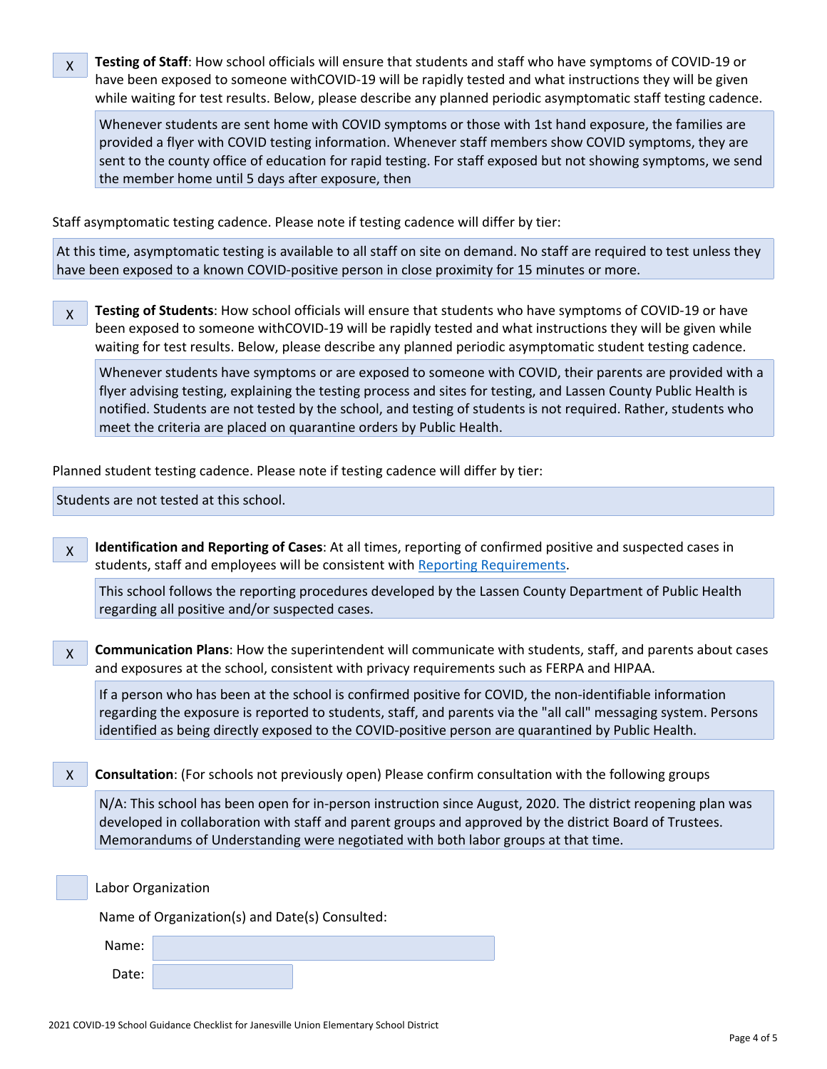X **Testing of Staff**: How school officials will ensure that students and staff who have symptoms of COVID-19 or have been exposed to someone withCOVID-19 will be rapidly tested and what instructions they will be given while waiting for test results. Below, please describe any planned periodic asymptomatic staff testing cadence.

> Whenever students are sent home with COVID symptoms or those with 1st hand exposure, the families are provided a flyer with COVID testing information. Whenever staff members show COVID symptoms, they are sent to the county office of education for rapid testing. For staff exposed but not showing symptoms, we send the member home until 5 days after exposure, then

Staff asymptomatic testing cadence. Please note if testing cadence will differ by tier:

> At this time, asymptomatic testing is available to all staff on site on demand. No staff are required to test unless they have been exposed to a known COVID-positive person in close proximity for 15 minutes or more.

X **Testing of Students**: How school officials will ensure that students who have symptoms of COVID-19 or have been exposed to someone withCOVID-19 will be rapidly tested and what instructions they will be given while waiting for test results. Below, please describe any planned periodic asymptomatic student testing cadence.

> Whenever students have symptoms or are exposed to someone with COVID, their parents are provided with a flyer advising testing, explaining the testing process and sites for testing, and Lassen County Public Health is notified. Students are not tested by the school, and testing of students is not required. Rather, students who meet the criteria are placed on quarantine orders by Public Health.

Planned student testing cadence. Please note if testing cadence will differ by tier:

> Students are not tested at this school.

X **Identification and Reporting of Cases**: At all times, reporting of confirmed positive and suspected cases in students, staff and employees will be consistent with Reporting Requirements.

> This school follows the reporting procedures developed by the Lassen County Department of Public Health regarding all positive and/or suspected cases.

X **Communication Plans**: How the superintendent will communicate with students, staff, and parents about cases and exposures at the school, consistent with privacy requirements such as FERPA and HIPAA.

> If a person who has been at the school is confirmed positive for COVID, the non-identifiable information regarding the exposure is reported to students, staff, and parents via the "all call" messaging system. Persons identified as being directly exposed to the COVID-positive person are quarantined by Public Health.

X **Consultation**: (For schools not previously open) Please confirm consultation with the following groups

> N/A: This school has been open for in-person instruction since August, 2020. The district reopening plan was developed in collaboration with staff and parent groups and approved by the district Board of Trustees. Memorandums of Understanding were negotiated with both labor groups at that time.

☐ Labor Organization

Name of Organization(s) and Date(s) Consulted:

Name:

Date: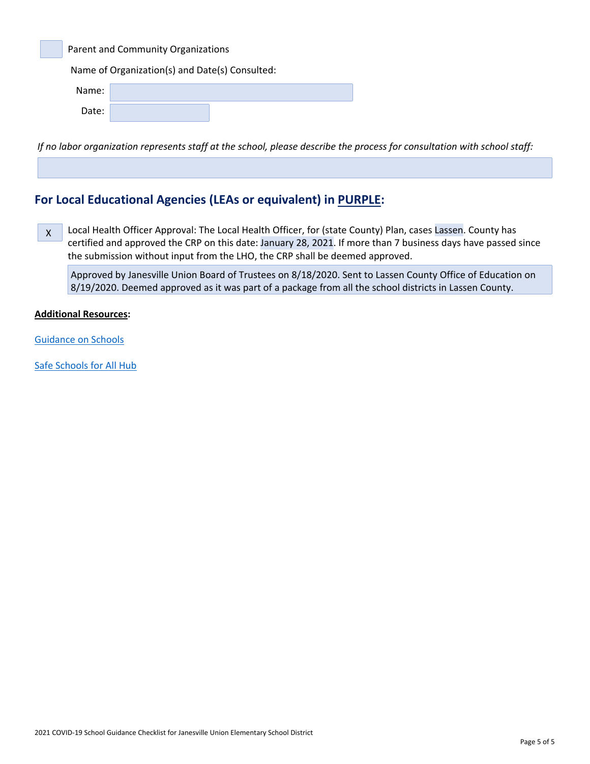☐ Parent and Community Organizations

Name of Organization(s) and Date(s) Consulted:

Name:

Date:

*If no labor organization represents staff at the school, please describe the process for consultation with school staff:*

## For Local Educational Agencies (LEAs or equivalent) in PURPLE:

X Local Health Officer Approval: The Local Health Officer, for (state County) Plan, cases Lassen. County has certified and approved the CRP on this date: January 28, 2021. If more than 7 business days have passed since the submission without input from the LHO, the CRP shall be deemed approved.

Approved by Janesville Union Board of Trustees on 8/18/2020. Sent to Lassen County Office of Education on 8/19/2020. Deemed approved as it was part of a package from all the school districts in Lassen County.

**Additional Resources:**

Guidance on Schools

Safe Schools for All Hub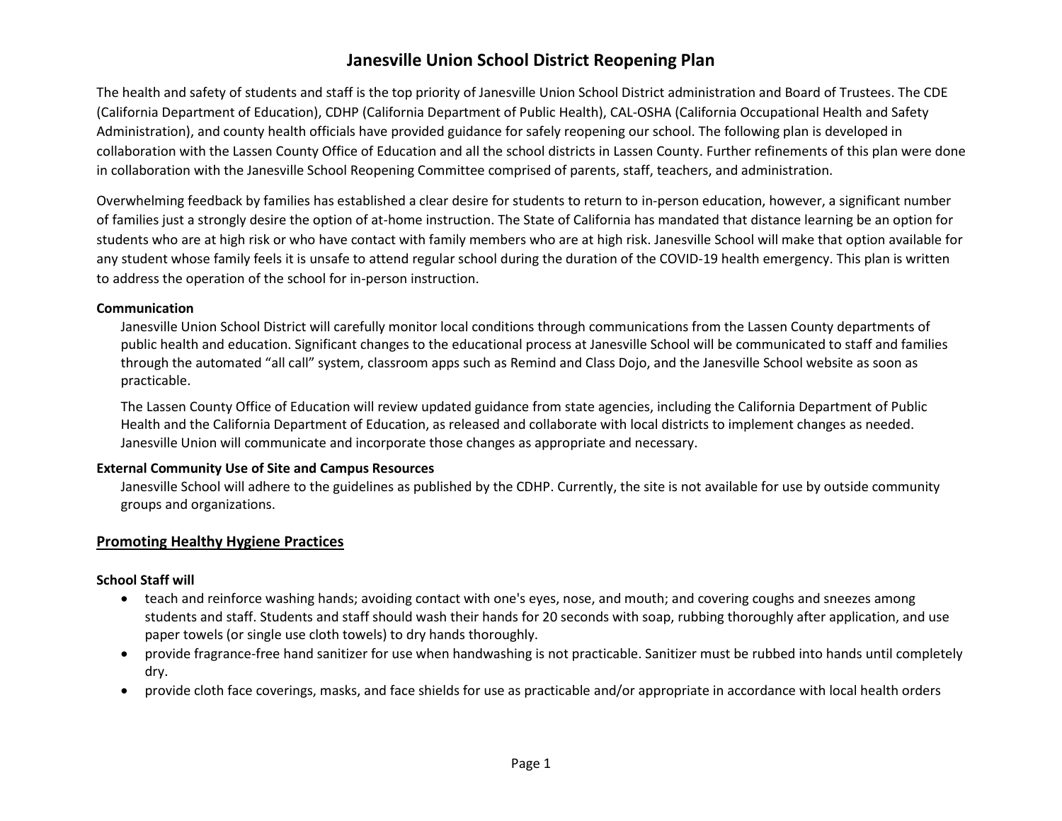# Janesville Union School District Reopening Plan

The health and safety of students and staff is the top priority of Janesville Union School District administration and Board of Trustees. The CDE (California Department of Education), CDHP (California Department of Public Health), CAL-OSHA (California Occupational Health and Safety Administration), and county health officials have provided guidance for safely reopening our school. The following plan is developed in collaboration with the Lassen County Office of Education and all the school districts in Lassen County. Further refinements of this plan were done in collaboration with the Janesville School Reopening Committee comprised of parents, staff, teachers, and administration.

Overwhelming feedback by families has established a clear desire for students to return to in-person education, however, a significant number of families just a strongly desire the option of at-home instruction. The State of California has mandated that distance learning be an option for students who are at high risk or who have contact with family members who are at high risk. Janesville School will make that option available for any student whose family feels it is unsafe to attend regular school during the duration of the COVID-19 health emergency. This plan is written to address the operation of the school for in-person instruction.

**Communication**

Janesville Union School District will carefully monitor local conditions through communications from the Lassen County departments of public health and education. Significant changes to the educational process at Janesville School will be communicated to staff and families through the automated "all call" system, classroom apps such as Remind and Class Dojo, and the Janesville School website as soon as practicable.

The Lassen County Office of Education will review updated guidance from state agencies, including the California Department of Public Health and the California Department of Education, as released and collaborate with local districts to implement changes as needed. Janesville Union will communicate and incorporate those changes as appropriate and necessary.

**External Community Use of Site and Campus Resources**

Janesville School will adhere to the guidelines as published by the CDHP. Currently, the site is not available for use by outside community groups and organizations.

## Promoting Healthy Hygiene Practices

**School Staff will**

- teach and reinforce washing hands; avoiding contact with one's eyes, nose, and mouth; and covering coughs and sneezes among students and staff. Students and staff should wash their hands for 20 seconds with soap, rubbing thoroughly after application, and use paper towels (or single use cloth towels) to dry hands thoroughly.
- provide fragrance-free hand sanitizer for use when handwashing is not practicable. Sanitizer must be rubbed into hands until completely dry.
- provide cloth face coverings, masks, and face shields for use as practicable and/or appropriate in accordance with local health orders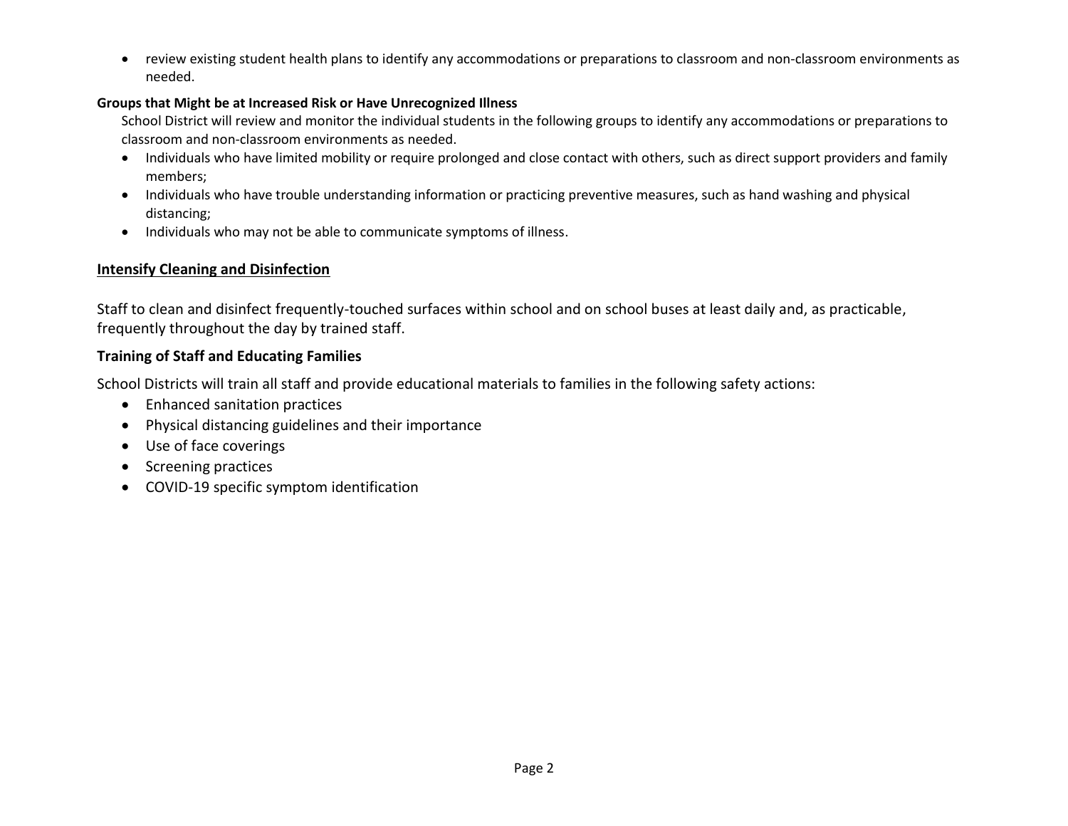- review existing student health plans to identify any accommodations or preparations to classroom and non-classroom environments as needed.

**Groups that Might be at Increased Risk or Have Unrecognized Illness**

School District will review and monitor the individual students in the following groups to identify any accommodations or preparations to classroom and non-classroom environments as needed.

- Individuals who have limited mobility or require prolonged and close contact with others, such as direct support providers and family members;
- Individuals who have trouble understanding information or practicing preventive measures, such as hand washing and physical distancing;
- Individuals who may not be able to communicate symptoms of illness.

## Intensify Cleaning and Disinfection

Staff to clean and disinfect frequently-touched surfaces within school and on school buses at least daily and, as practicable, frequently throughout the day by trained staff.

### Training of Staff and Educating Families

School Districts will train all staff and provide educational materials to families in the following safety actions:

- Enhanced sanitation practices
- Physical distancing guidelines and their importance
- Use of face coverings
- Screening practices
- COVID-19 specific symptom identification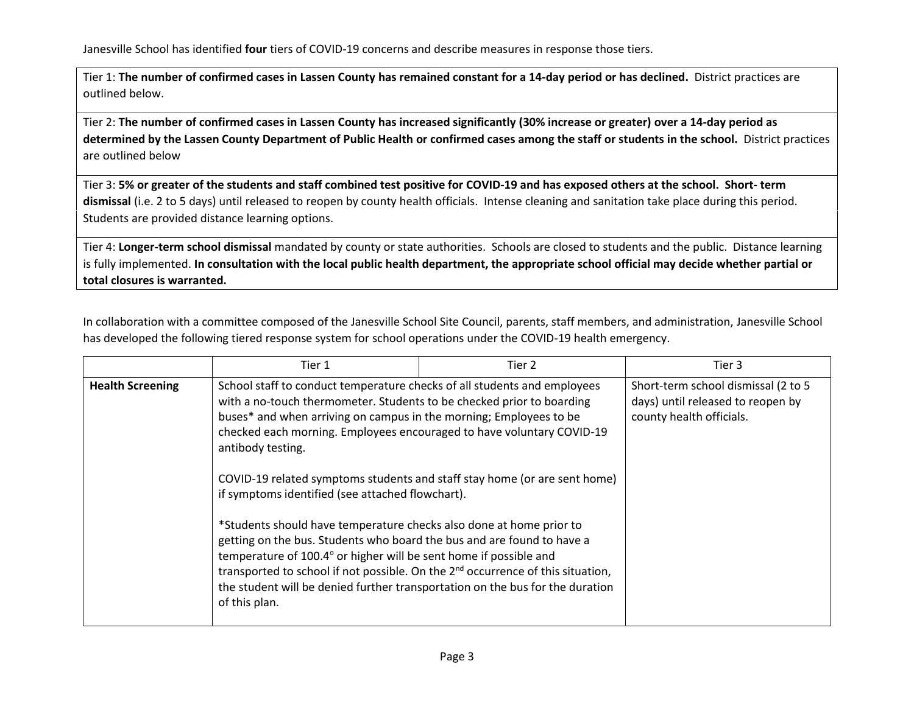Janesville School has identified **four** tiers of COVID-19 concerns and describe measures in response those tiers.

| |
|---|
| Tier 1: **The number of confirmed cases in Lassen County has remained constant for a 14-day period or has declined.** District practices are outlined below. |
| Tier 2: **The number of confirmed cases in Lassen County has increased significantly (30% increase or greater) over a 14-day period as determined by the Lassen County Department of Public Health or confirmed cases among the staff or students in the school.** District practices are outlined below |
| Tier 3: **5% or greater of the students and staff combined test positive for COVID-19 and has exposed others at the school. Short- term dismissal** (i.e. 2 to 5 days) until released to reopen by county health officials. Intense cleaning and sanitation take place during this period. Students are provided distance learning options. |
| Tier 4: **Longer-term school dismissal** mandated by county or state authorities. Schools are closed to students and the public. Distance learning is fully implemented. **In consultation with the local public health department, the appropriate school official may decide whether partial or total closures is warranted.** |

In collaboration with a committee composed of the Janesville School Site Council, parents, staff members, and administration, Janesville School has developed the following tiered response system for school operations under the COVID-19 health emergency.

| | Tier 1 | Tier 2 | Tier 3 |
|---|---|---|---|
| **Health Screening** | School staff to conduct temperature checks of all students and employees with a no-touch thermometer. Students to be checked prior to boarding buses* and when arriving on campus in the morning; Employees to be checked each morning. Employees encouraged to have voluntary COVID-19 antibody testing.<br><br>COVID-19 related symptoms students and staff stay home (or are sent home) if symptoms identified (see attached flowchart).<br><br>*Students should have temperature checks also done at home prior to getting on the bus. Students who board the bus and are found to have a temperature of 100.4° or higher will be sent home if possible and transported to school if not possible. On the 2nd occurrence of this situation, the student will be denied further transportation on the bus for the duration of this plan. | | Short-term school dismissal (2 to 5 days) until released to reopen by county health officials. |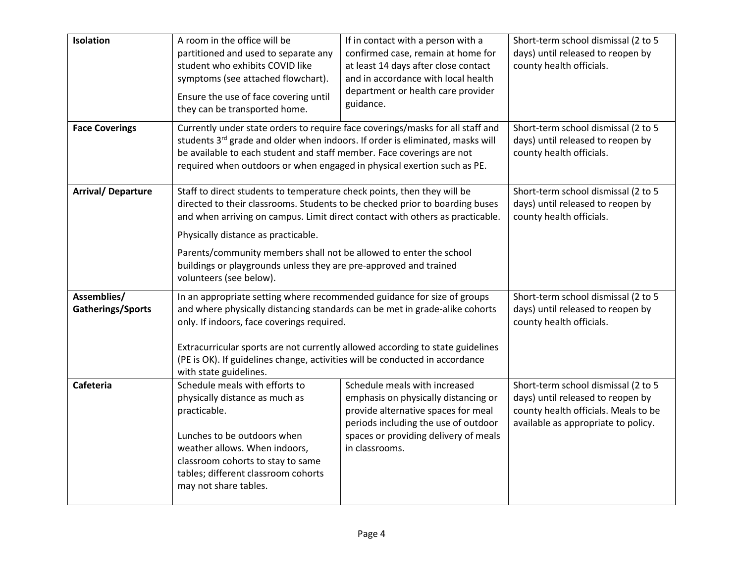| | | | |
|---|---|---|---|
| **Isolation** | A room in the office will be partitioned and used to separate any student who exhibits COVID like symptoms (see attached flowchart).<br><br>Ensure the use of face covering until they can be transported home. | If in contact with a person with a confirmed case, remain at home for at least 14 days after close contact and in accordance with local health department or health care provider guidance. | Short-term school dismissal (2 to 5 days) until released to reopen by county health officials. |
| **Face Coverings** | Currently under state orders to require face coverings/masks for all staff and students 3rd grade and older when indoors. If order is eliminated, masks will be available to each student and staff member. Face coverings are not required when outdoors or when engaged in physical exertion such as PE. | | Short-term school dismissal (2 to 5 days) until released to reopen by county health officials. |
| **Arrival/ Departure** | Staff to direct students to temperature check points, then they will be directed to their classrooms. Students to be checked prior to boarding buses and when arriving on campus. Limit direct contact with others as practicable.<br><br>Physically distance as practicable.<br><br>Parents/community members shall not be allowed to enter the school buildings or playgrounds unless they are pre-approved and trained volunteers (see below). | | Short-term school dismissal (2 to 5 days) until released to reopen by county health officials. |
| **Assemblies/ Gatherings/Sports** | In an appropriate setting where recommended guidance for size of groups and where physically distancing standards can be met in grade-alike cohorts only. If indoors, face coverings required.<br><br>Extracurricular sports are not currently allowed according to state guidelines (PE is OK). If guidelines change, activities will be conducted in accordance with state guidelines. | | Short-term school dismissal (2 to 5 days) until released to reopen by county health officials. |
| **Cafeteria** | Schedule meals with efforts to physically distance as much as practicable.<br><br>Lunches to be outdoors when weather allows. When indoors, classroom cohorts to stay to same tables; different classroom cohorts may not share tables. | Schedule meals with increased emphasis on physically distancing or provide alternative spaces for meal periods including the use of outdoor spaces or providing delivery of meals in classrooms. | Short-term school dismissal (2 to 5 days) until released to reopen by county health officials. Meals to be available as appropriate to policy. |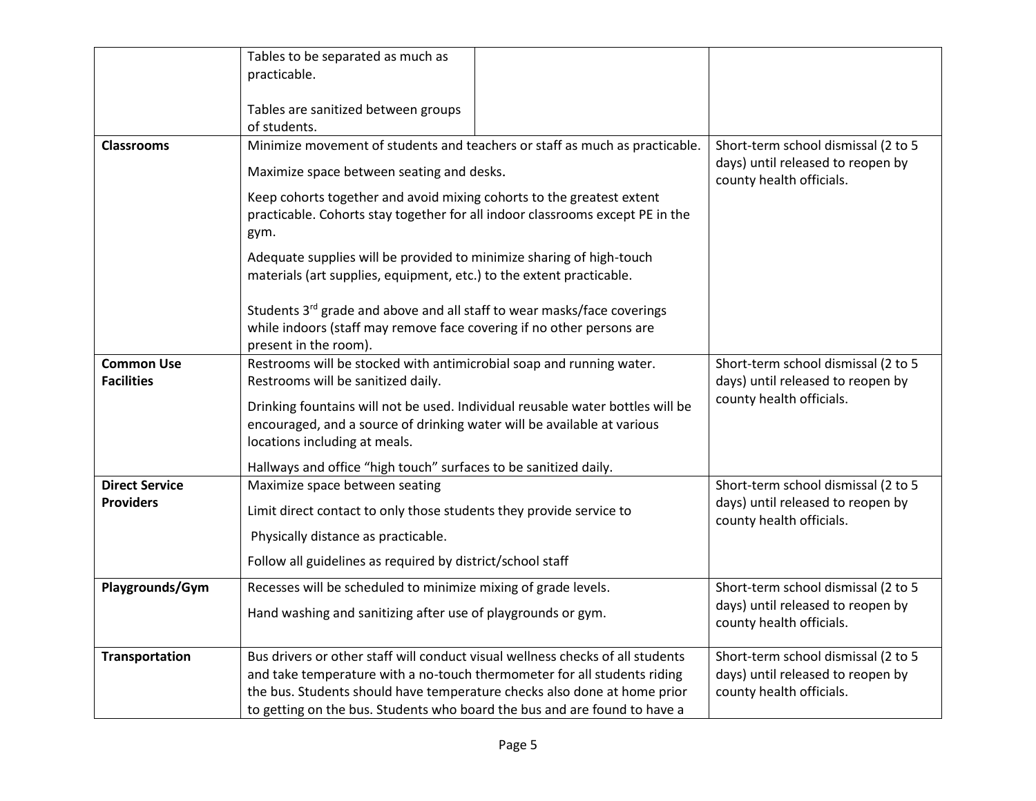| | | | |
|---|---|---|---|
| | Tables to be separated as much as practicable.<br><br>Tables are sanitized between groups of students. | | |
| **Classrooms** | Minimize movement of students and teachers or staff as much as practicable.<br><br>Maximize space between seating and desks.<br><br>Keep cohorts together and avoid mixing cohorts to the greatest extent practicable. Cohorts stay together for all indoor classrooms except PE in the gym.<br><br>Adequate supplies will be provided to minimize sharing of high-touch materials (art supplies, equipment, etc.) to the extent practicable.<br><br>Students 3rd grade and above and all staff to wear masks/face coverings while indoors (staff may remove face covering if no other persons are present in the room). | | Short-term school dismissal (2 to 5 days) until released to reopen by county health officials. |
| **Common Use Facilities** | Restrooms will be stocked with antimicrobial soap and running water. Restrooms will be sanitized daily.<br><br>Drinking fountains will not be used. Individual reusable water bottles will be encouraged, and a source of drinking water will be available at various locations including at meals.<br><br>Hallways and office "high touch" surfaces to be sanitized daily. | | Short-term school dismissal (2 to 5 days) until released to reopen by county health officials. |
| **Direct Service Providers** | Maximize space between seating<br><br>Limit direct contact to only those students they provide service to<br><br>Physically distance as practicable.<br><br>Follow all guidelines as required by district/school staff | | Short-term school dismissal (2 to 5 days) until released to reopen by county health officials. |
| **Playgrounds/Gym** | Recesses will be scheduled to minimize mixing of grade levels.<br><br>Hand washing and sanitizing after use of playgrounds or gym. | | Short-term school dismissal (2 to 5 days) until released to reopen by county health officials. |
| **Transportation** | Bus drivers or other staff will conduct visual wellness checks of all students and take temperature with a no-touch thermometer for all students riding the bus. Students should have temperature checks also done at home prior to getting on the bus. Students who board the bus and are found to have a | | Short-term school dismissal (2 to 5 days) until released to reopen by county health officials. |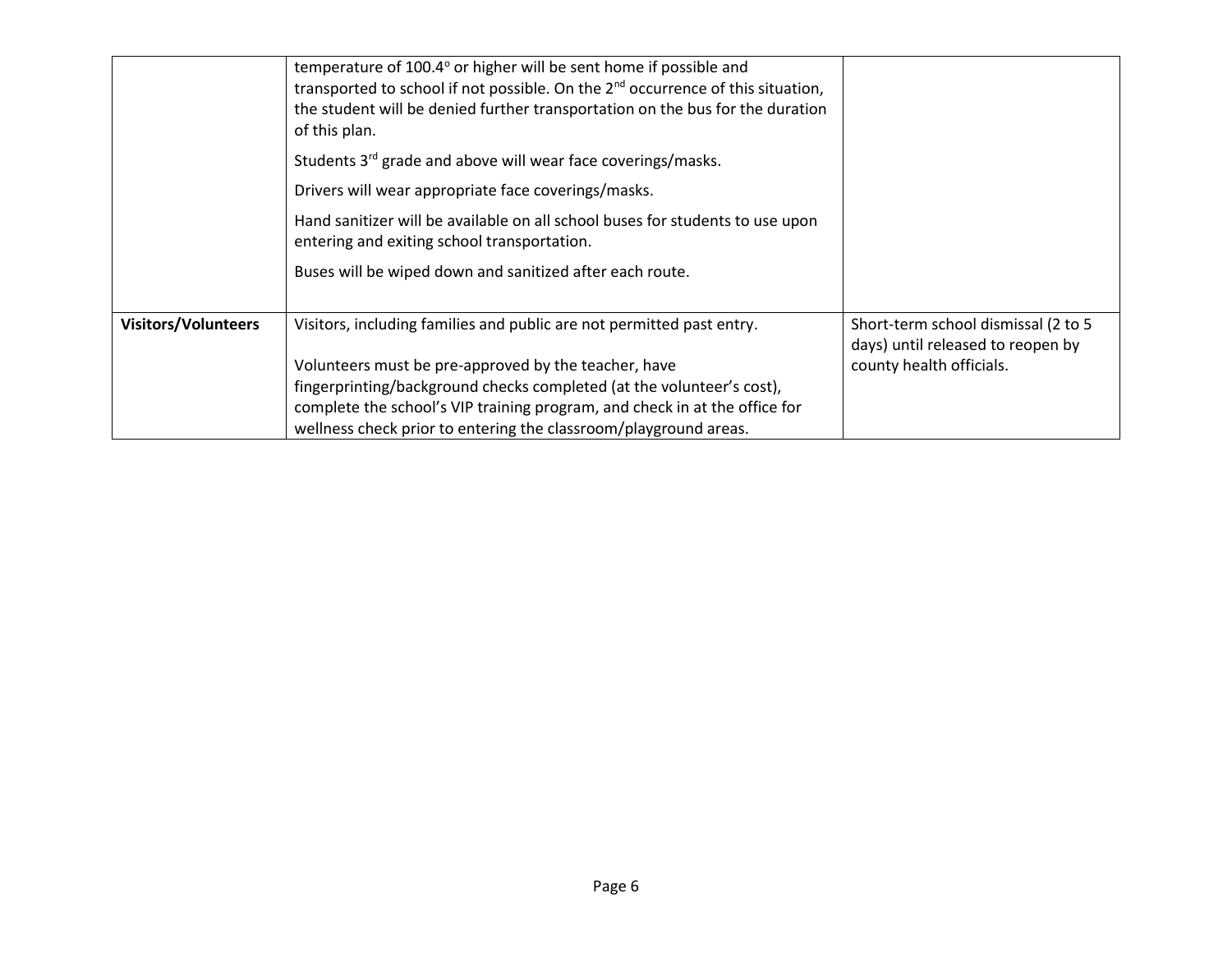| | | |
|---|---|---|
| | temperature of 100.4° or higher will be sent home if possible and transported to school if not possible. On the 2nd occurrence of this situation, the student will be denied further transportation on the bus for the duration of this plan.<br><br>Students 3rd grade and above will wear face coverings/masks.<br><br>Drivers will wear appropriate face coverings/masks.<br><br>Hand sanitizer will be available on all school buses for students to use upon entering and exiting school transportation.<br><br>Buses will be wiped down and sanitized after each route. | |
| **Visitors/Volunteers** | Visitors, including families and public are not permitted past entry.<br><br>Volunteers must be pre-approved by the teacher, have fingerprinting/background checks completed (at the volunteer's cost), complete the school's VIP training program, and check in at the office for wellness check prior to entering the classroom/playground areas. | Short-term school dismissal (2 to 5 days) until released to reopen by county health officials. |